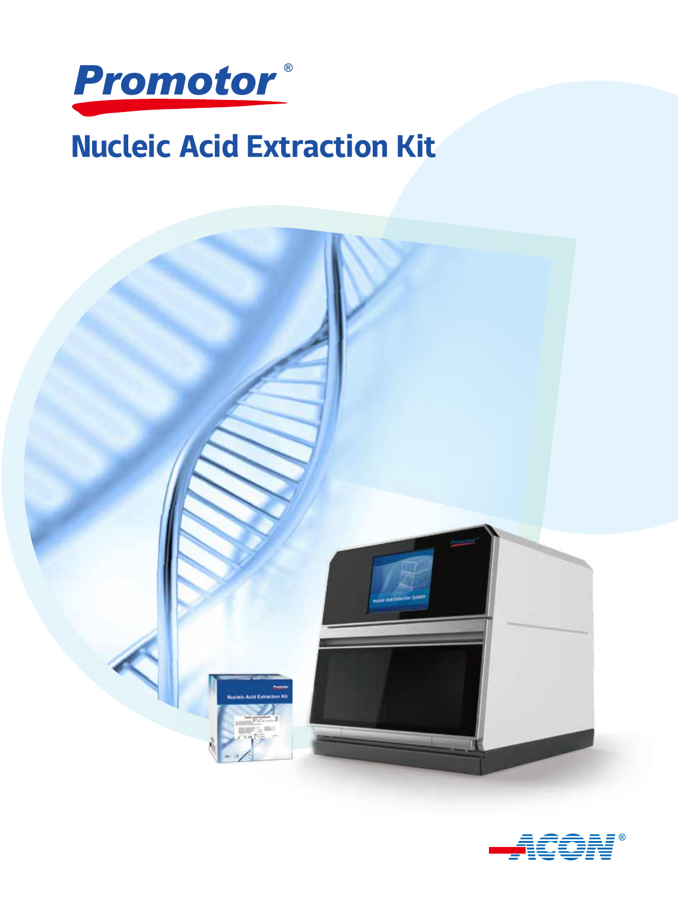Promotor®

# Nucleic Acid Extraction Kit

ACON®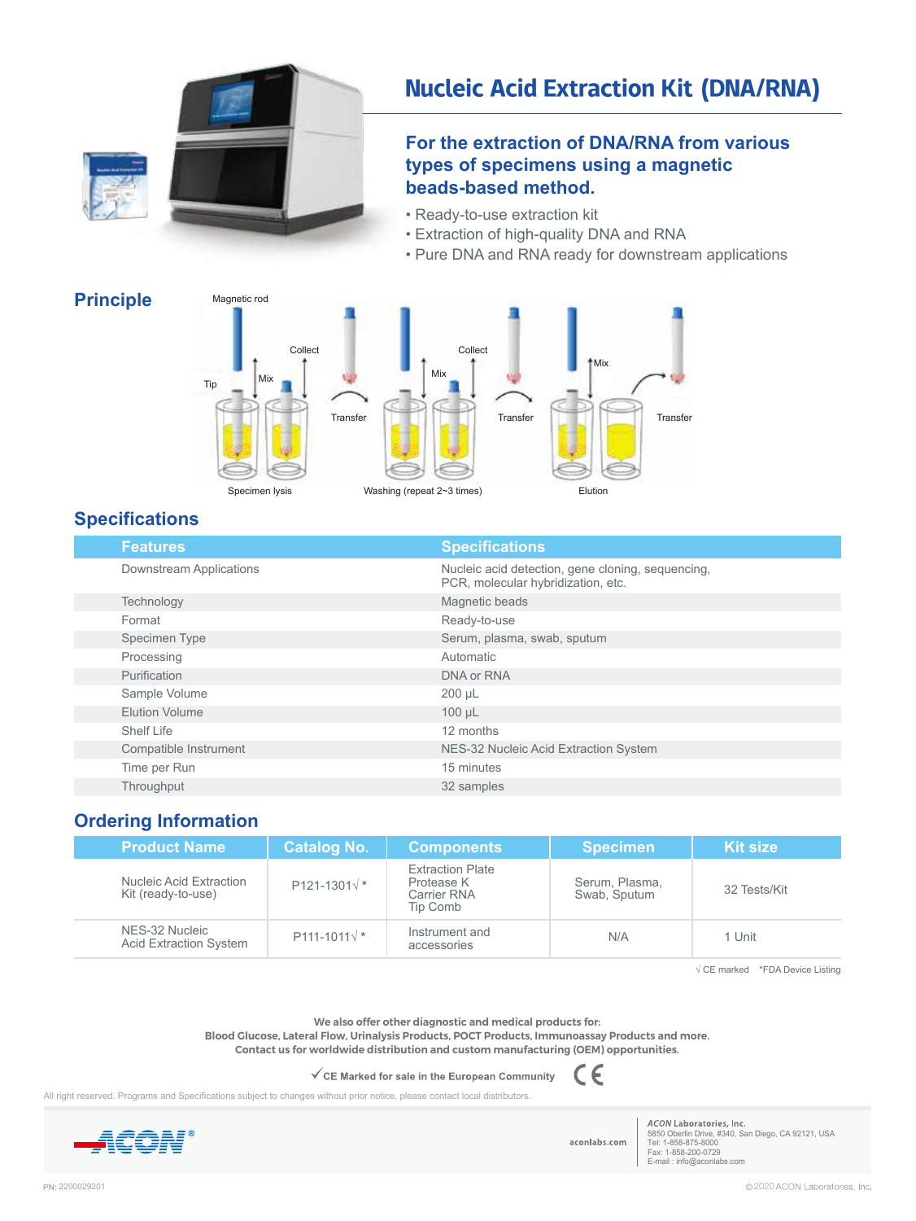# Nucleic Acid Extraction Kit (DNA/RNA)

## For the extraction of DNA/RNA from various types of specimens using a magnetic beads-based method.

- Ready-to-use extraction kit
- Extraction of high-quality DNA and RNA
- Pure DNA and RNA ready for downstream applications

## Principle

Magnetic rod
Tip
Mix
Collect
Transfer
Mix
Collect
Transfer
Mix
Transfer

Specimen lysis
Washing (repeat 2~3 times)
Elution

## Specifications

| Features | Specifications |
|---|---|
| Downstream Applications | Nucleic acid detection, gene cloning, sequencing, PCR, molecular hybridization, etc. |
| Technology | Magnetic beads |
| Format | Ready-to-use |
| Specimen Type | Serum, plasma, swab, sputum |
| Processing | Automatic |
| Purification | DNA or RNA |
| Sample Volume | 200 µL |
| Elution Volume | 100 µL |
| Shelf Life | 12 months |
| Compatible Instrument | NES-32 Nucleic Acid Extraction System |
| Time per Run | 15 minutes |
| Throughput | 32 samples |

## Ordering Information

| Product Name | Catalog No. | Components | Specimen | Kit size |
|---|---|---|---|---|
| Nucleic Acid Extraction Kit (ready-to-use) | P121-1301√ * | Extraction Plate<br>Protease K<br>Carrier RNA<br>Tip Comb | Serum, Plasma, Swab, Sputum | 32 Tests/Kit |
| NES-32 Nucleic Acid Extraction System | P111-1011√ * | Instrument and accessories | N/A | 1 Unit |

√ CE marked *FDA Device Listing

**We also offer other diagnostic and medical products for:**
**Blood Glucose, Lateral Flow, Urinalysis Products, POCT Products, Immunoassay Products and more.**
**Contact us for worldwide distribution and custom manufacturing (OEM) opportunities.**

**✓CE Marked for sale in the European Community** CE

All right reserved. Programs and Specifications subject to changes without prior notice, please contact local distributors.

ACON®

aconlabs.com

**ACON Laboratories, Inc.**
5850 Oberlin Drive, #340, San Diego, CA 92121, USA
Tel: 1-858-875-8000
Fax: 1-858-200-0729
E-mail : info@aconlabs.com

PN: 2200029201

©2020 ACON Laboratories, Inc.